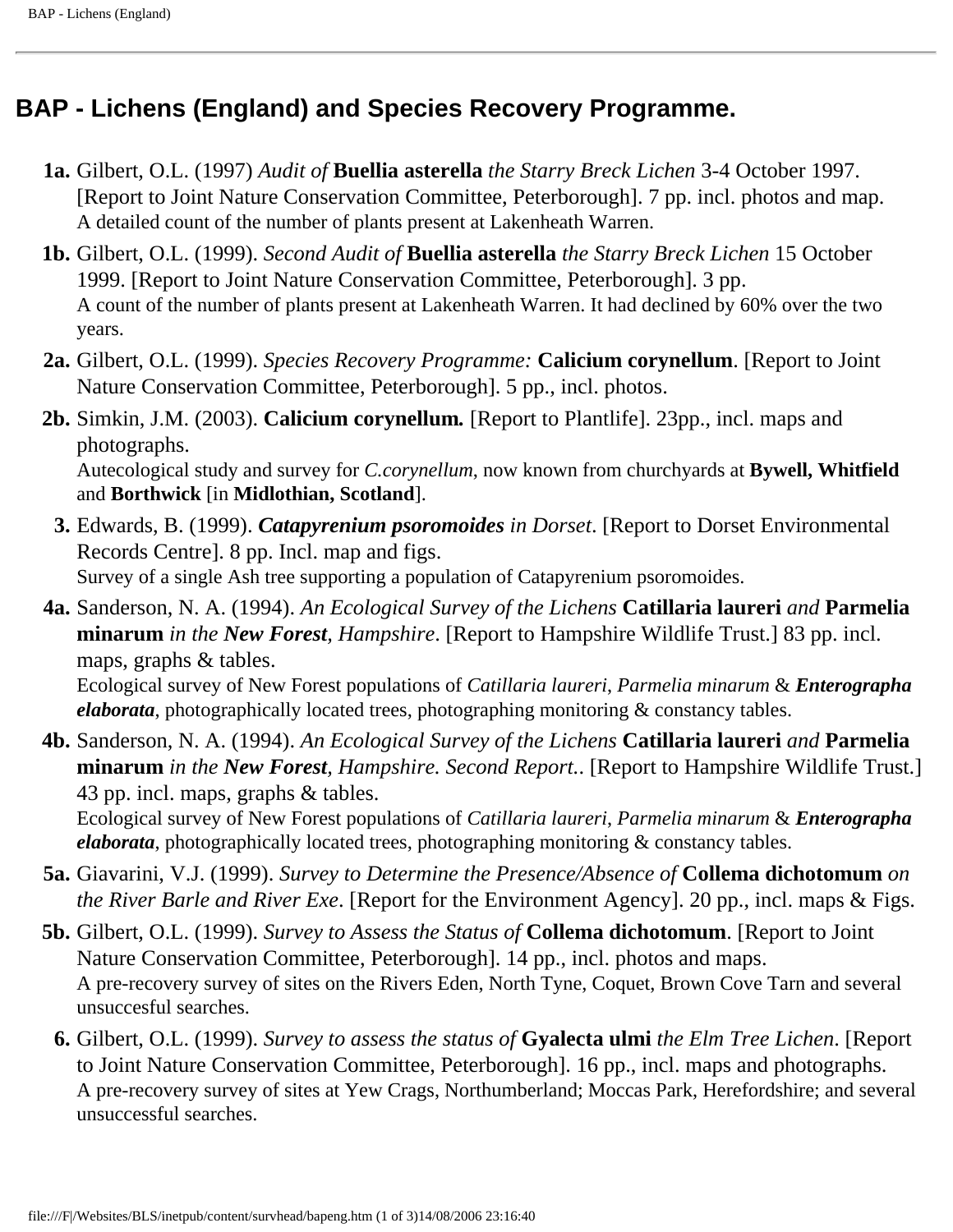# BAP - Lichens (England) and Species Recovery Programme.

**1a.** Gilbert, O.L. (1997) *Audit of* **Buellia asterella** *the Starry Breck Lichen* 3-4 October 1997. [Report to Joint Nature Conservation Committee, Peterborough]. 7 pp. incl. photos and map.
A detailed count of the number of plants present at Lakenheath Warren.

**1b.** Gilbert, O.L. (1999). *Second Audit of* **Buellia asterella** *the Starry Breck Lichen* 15 October 1999. [Report to Joint Nature Conservation Committee, Peterborough]. 3 pp.
A count of the number of plants present at Lakenheath Warren. It had declined by 60% over the two years.

**2a.** Gilbert, O.L. (1999). *Species Recovery Programme:* **Calicium corynellum**. [Report to Joint Nature Conservation Committee, Peterborough]. 5 pp., incl. photos.

**2b.** Simkin, J.M. (2003). ***Calicium corynellum.*** [Report to Plantlife]. 23pp., incl. maps and photographs.
Autecological study and survey for *C.corynellum*, now known from churchyards at **Bywell, Whitfield** and **Borthwick** [in **Midlothian, Scotland**].

**3.** Edwards, B. (1999). ***Catapyrenium psoromoides*** *in Dorset*. [Report to Dorset Environmental Records Centre]. 8 pp. Incl. map and figs.
Survey of a single Ash tree supporting a population of Catapyrenium psoromoides.

**4a.** Sanderson, N. A. (1994). *An Ecological Survey of the Lichens* **Catillaria laureri** *and* **Parmelia minarum** *in the* ***New Forest****, Hampshire*. [Report to Hampshire Wildlife Trust.] 83 pp. incl. maps, graphs & tables.
Ecological survey of New Forest populations of *Catillaria laureri*, *Parmelia minarum* & ***Enterographa elaborata***, photographically located trees, photographing monitoring & constancy tables.

**4b.** Sanderson, N. A. (1994). *An Ecological Survey of the Lichens* **Catillaria laureri** *and* **Parmelia minarum** *in the* ***New Forest****, Hampshire. Second Report.*. [Report to Hampshire Wildlife Trust.] 43 pp. incl. maps, graphs & tables.
Ecological survey of New Forest populations of *Catillaria laureri*, *Parmelia minarum* & ***Enterographa elaborata***, photographically located trees, photographing monitoring & constancy tables.

**5a.** Giavarini, V.J. (1999). *Survey to Determine the Presence/Absence of* **Collema dichotomum** *on the River Barle and River Exe*. [Report for the Environment Agency]. 20 pp., incl. maps & Figs.

**5b.** Gilbert, O.L. (1999). *Survey to Assess the Status of* **Collema dichotomum**. [Report to Joint Nature Conservation Committee, Peterborough]. 14 pp., incl. photos and maps.
A pre-recovery survey of sites on the Rivers Eden, North Tyne, Coquet, Brown Cove Tarn and several unsuccesful searches.

**6.** Gilbert, O.L. (1999). *Survey to assess the status of* **Gyalecta ulmi** *the Elm Tree Lichen*. [Report to Joint Nature Conservation Committee, Peterborough]. 16 pp., incl. maps and photographs.
A pre-recovery survey of sites at Yew Crags, Northumberland; Moccas Park, Herefordshire; and several unsuccessful searches.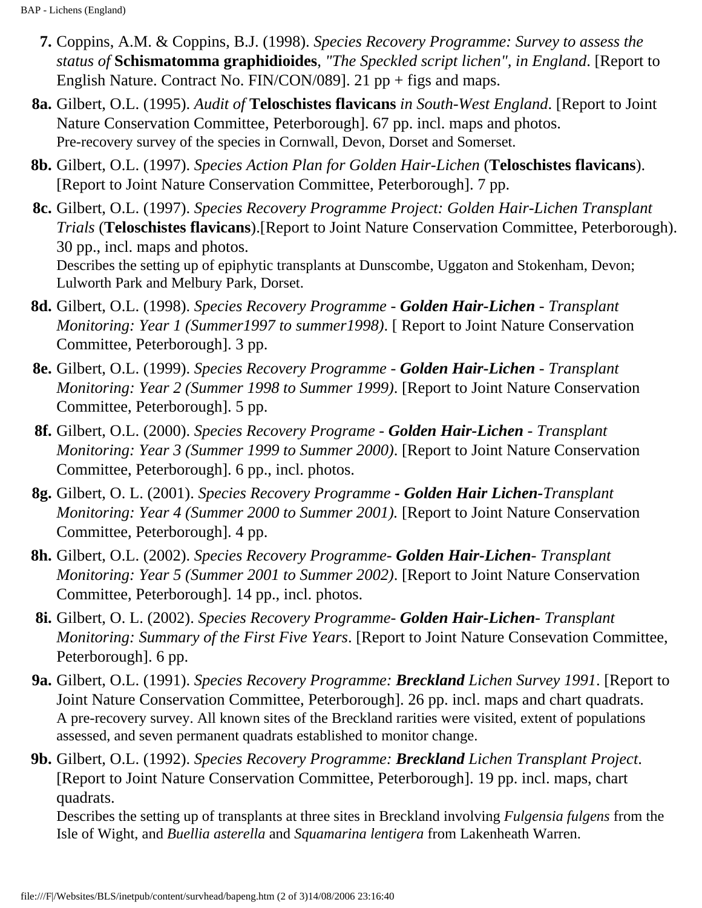**7.** Coppins, A.M. & Coppins, B.J. (1998). *Species Recovery Programme: Survey to assess the status of* **Schismatomma graphidioides**, *"The Speckled script lichen", in England*. [Report to English Nature. Contract No. FIN/CON/089]. 21 pp + figs and maps.

**8a.** Gilbert, O.L. (1995). *Audit of* **Teloschistes flavicans** *in South-West England*. [Report to Joint Nature Conservation Committee, Peterborough]. 67 pp. incl. maps and photos.
Pre-recovery survey of the species in Cornwall, Devon, Dorset and Somerset.

**8b.** Gilbert, O.L. (1997). *Species Action Plan for Golden Hair-Lichen* (**Teloschistes flavicans**). [Report to Joint Nature Conservation Committee, Peterborough]. 7 pp.

**8c.** Gilbert, O.L. (1997). *Species Recovery Programme Project: Golden Hair-Lichen Transplant Trials* (**Teloschistes flavicans**).[Report to Joint Nature Conservation Committee, Peterborough). 30 pp., incl. maps and photos.
Describes the setting up of epiphytic transplants at Dunscombe, Uggaton and Stokenham, Devon; Lulworth Park and Melbury Park, Dorset.

**8d.** Gilbert, O.L. (1998). *Species Recovery Programme - **Golden Hair-Lichen** - Transplant Monitoring: Year 1 (Summer1997 to summer1998)*. [ Report to Joint Nature Conservation Committee, Peterborough]. 3 pp.

**8e.** Gilbert, O.L. (1999). *Species Recovery Programme - **Golden Hair-Lichen** - Transplant Monitoring: Year 2 (Summer 1998 to Summer 1999)*. [Report to Joint Nature Conservation Committee, Peterborough]. 5 pp.

**8f.** Gilbert, O.L. (2000). *Species Recovery Programe - **Golden Hair-Lichen** - Transplant Monitoring: Year 3 (Summer 1999 to Summer 2000)*. [Report to Joint Nature Conservation Committee, Peterborough]. 6 pp., incl. photos.

**8g.** Gilbert, O. L. (2001). *Species Recovery Programme **- Golden Hair Lichen-**Transplant Monitoring: Year 4 (Summer 2000 to Summer 2001).* [Report to Joint Nature Conservation Committee, Peterborough]. 4 pp.

**8h.** Gilbert, O.L. (2002). *Species Recovery Programme- **Golden Hair-Lichen**- Transplant Monitoring: Year 5 (Summer 2001 to Summer 2002)*. [Report to Joint Nature Conservation Committee, Peterborough]. 14 pp., incl. photos.

**8i.** Gilbert, O. L. (2002). *Species Recovery Programme- **Golden Hair-Lichen**- Transplant Monitoring: Summary of the First Five Years*. [Report to Joint Nature Consevation Committee, Peterborough]. 6 pp.

**9a.** Gilbert, O.L. (1991). *Species Recovery Programme: **Breckland** Lichen Survey 1991*. [Report to Joint Nature Conservation Committee, Peterborough]. 26 pp. incl. maps and chart quadrats.
A pre-recovery survey. All known sites of the Breckland rarities were visited, extent of populations assessed, and seven permanent quadrats established to monitor change.

**9b.** Gilbert, O.L. (1992). *Species Recovery Programme: **Breckland** Lichen Transplant Project*. [Report to Joint Nature Conservation Committee, Peterborough]. 19 pp. incl. maps, chart quadrats.
Describes the setting up of transplants at three sites in Breckland involving *Fulgensia fulgens* from the Isle of Wight, and *Buellia asterella* and *Squamarina lentigera* from Lakenheath Warren.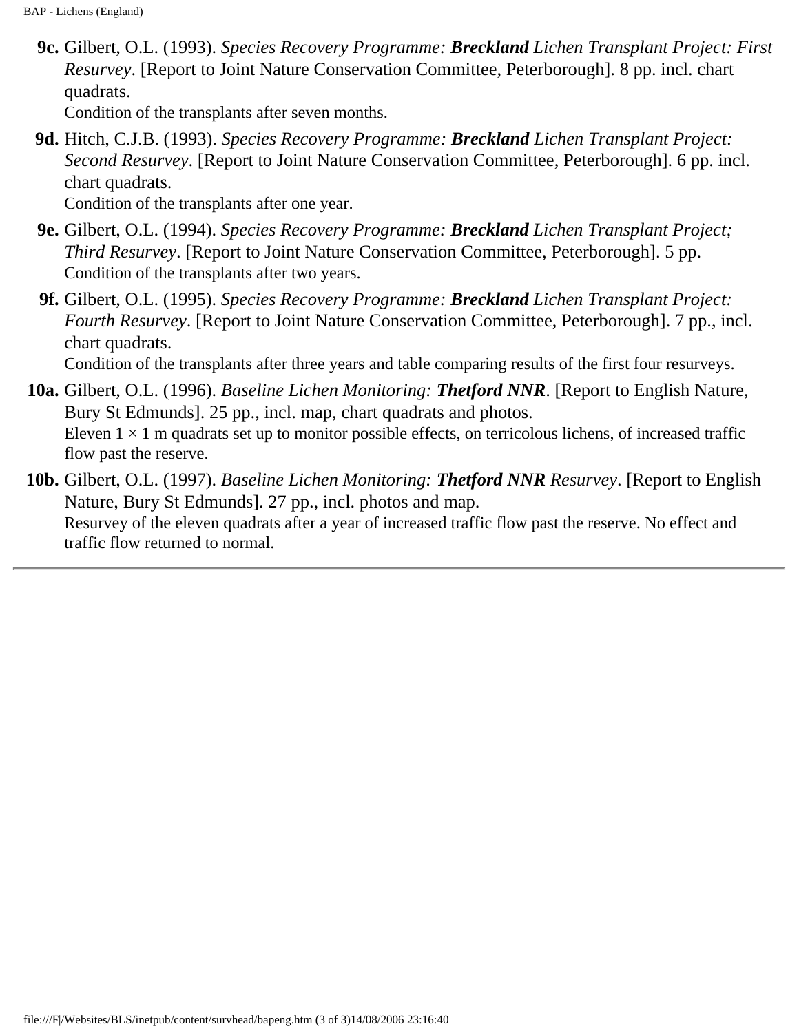**9c.** Gilbert, O.L. (1993). *Species Recovery Programme: **Breckland** Lichen Transplant Project: First Resurvey*. [Report to Joint Nature Conservation Committee, Peterborough]. 8 pp. incl. chart quadrats.
Condition of the transplants after seven months.

**9d.** Hitch, C.J.B. (1993). *Species Recovery Programme: **Breckland** Lichen Transplant Project: Second Resurvey*. [Report to Joint Nature Conservation Committee, Peterborough]. 6 pp. incl. chart quadrats.
Condition of the transplants after one year.

**9e.** Gilbert, O.L. (1994). *Species Recovery Programme: **Breckland** Lichen Transplant Project; Third Resurvey*. [Report to Joint Nature Conservation Committee, Peterborough]. 5 pp.
Condition of the transplants after two years.

**9f.** Gilbert, O.L. (1995). *Species Recovery Programme: **Breckland** Lichen Transplant Project: Fourth Resurvey*. [Report to Joint Nature Conservation Committee, Peterborough]. 7 pp., incl. chart quadrats.
Condition of the transplants after three years and table comparing results of the first four resurveys.

**10a.** Gilbert, O.L. (1996). *Baseline Lichen Monitoring: **Thetford NNR***. [Report to English Nature, Bury St Edmunds]. 25 pp., incl. map, chart quadrats and photos.
Eleven 1 × 1 m quadrats set up to monitor possible effects, on terricolous lichens, of increased traffic flow past the reserve.

**10b.** Gilbert, O.L. (1997). *Baseline Lichen Monitoring: **Thetford NNR** Resurvey*. [Report to English Nature, Bury St Edmunds]. 27 pp., incl. photos and map.
Resurvey of the eleven quadrats after a year of increased traffic flow past the reserve. No effect and traffic flow returned to normal.